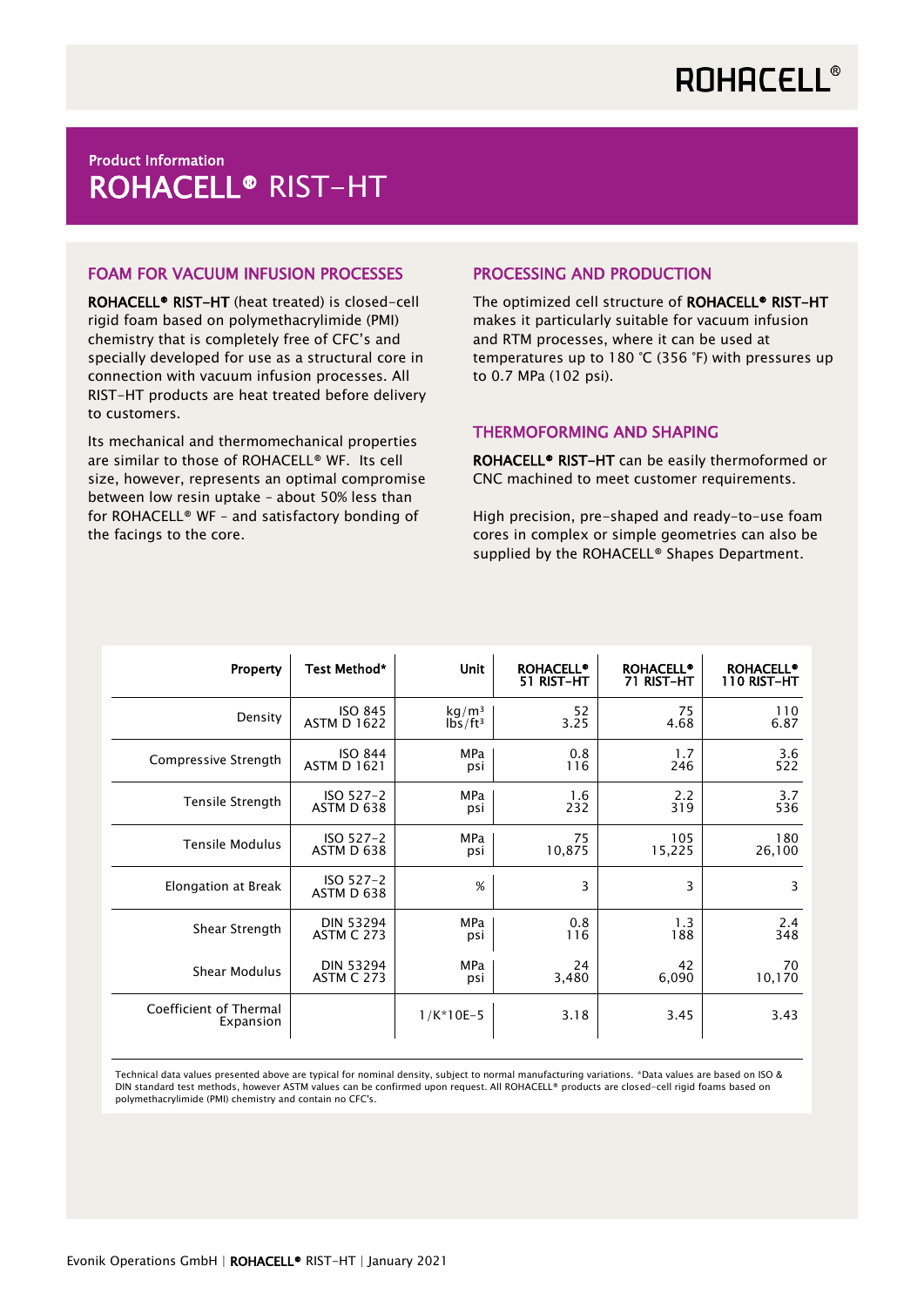Product Information

# ROHACELL® RIST-HT

## FOAM FOR VACUUM INFUSION PROCESSES

**ROHACELL® RIST-HT** (heat treated) is closed-cell rigid foam based on polymethacrylimide (PMI) chemistry that is completely free of CFC's and specially developed for use as a structural core in connection with vacuum infusion processes. All RIST-HT products are heat treated before delivery to customers.

Its mechanical and thermomechanical properties are similar to those of ROHACELL® WF. Its cell size, however, represents an optimal compromise between low resin uptake – about 50% less than for ROHACELL® WF – and satisfactory bonding of the facings to the core.

## PROCESSING AND PRODUCTION

The optimized cell structure of **ROHACELL® RIST-HT** makes it particularly suitable for vacuum infusion and RTM processes, where it can be used at temperatures up to 180 °C (356 °F) with pressures up to 0.7 MPa (102 psi).

## THERMOFORMING AND SHAPING

**ROHACELL® RIST-HT** can be easily thermoformed or CNC machined to meet customer requirements.

High precision, pre-shaped and ready-to-use foam cores in complex or simple geometries can also be supplied by the ROHACELL® Shapes Department.

| Property | Test Method* | Unit | ROHACELL® 51 RIST-HT | ROHACELL® 71 RIST-HT | ROHACELL® 110 RIST-HT |
|---|---|---|---|---|---|
| Density | ISO 845<br>ASTM D 1622 | kg/m³<br>lbs/ft³ | 52<br>3.25 | 75<br>4.68 | 110<br>6.87 |
| Compressive Strength | ISO 844<br>ASTM D 1621 | MPa<br>psi | 0.8<br>116 | 1.7<br>246 | 3.6<br>522 |
| Tensile Strength | ISO 527-2<br>ASTM D 638 | MPa<br>psi | 1.6<br>232 | 2.2<br>319 | 3.7<br>536 |
| Tensile Modulus | ISO 527-2<br>ASTM D 638 | MPa<br>psi | 75<br>10,875 | 105<br>15,225 | 180<br>26,100 |
| Elongation at Break | ISO 527-2<br>ASTM D 638 | % | 3 | 3 | 3 |
| Shear Strength | DIN 53294<br>ASTM C 273 | MPa<br>psi | 0.8<br>116 | 1.3<br>188 | 2.4<br>348 |
| Shear Modulus | DIN 53294<br>ASTM C 273 | MPa<br>psi | 24<br>3,480 | 42<br>6,090 | 70<br>10,170 |
| Coefficient of Thermal Expansion | | 1/K*10E-5 | 3.18 | 3.45 | 3.43 |

Technical data values presented above are typical for nominal density, subject to normal manufacturing variations. *Data values are based on ISO & DIN standard test methods, however ASTM values can be confirmed upon request. All ROHACELL® products are closed-cell rigid foams based on polymethacrylimide (PMI) chemistry and contain no CFC's.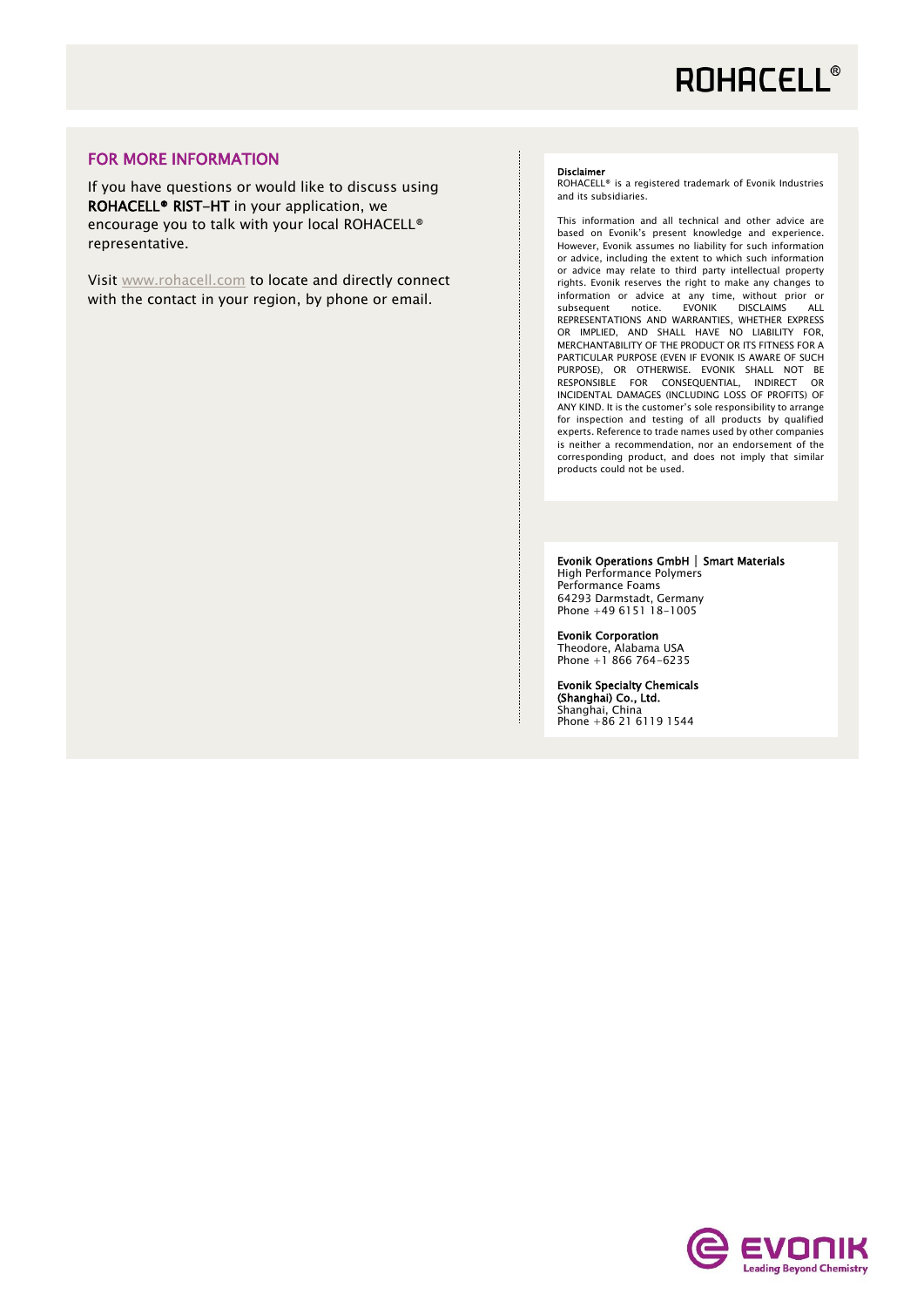## FOR MORE INFORMATION

If you have questions or would like to discuss using **ROHACELL® RIST-HT** in your application, we encourage you to talk with your local ROHACELL® representative.

Visit www.rohacell.com to locate and directly connect with the contact in your region, by phone or email.

**Disclaimer**
ROHACELL® is a registered trademark of Evonik Industries and its subsidiaries.

This information and all technical and other advice are based on Evonik's present knowledge and experience. However, Evonik assumes no liability for such information or advice, including the extent to which such information or advice may relate to third party intellectual property rights. Evonik reserves the right to make any changes to information or advice at any time, without prior or subsequent notice. EVONIK DISCLAIMS ALL REPRESENTATIONS AND WARRANTIES, WHETHER EXPRESS OR IMPLIED, AND SHALL HAVE NO LIABILITY FOR, MERCHANTABILITY OF THE PRODUCT OR ITS FITNESS FOR A PARTICULAR PURPOSE (EVEN IF EVONIK IS AWARE OF SUCH PURPOSE), OR OTHERWISE. EVONIK SHALL NOT BE RESPONSIBLE FOR CONSEQUENTIAL, INDIRECT OR INCIDENTAL DAMAGES (INCLUDING LOSS OF PROFITS) OF ANY KIND. It is the customer's sole responsibility to arrange for inspection and testing of all products by qualified experts. Reference to trade names used by other companies is neither a recommendation, nor an endorsement of the corresponding product, and does not imply that similar products could not be used.

**Evonik Operations GmbH | Smart Materials**
High Performance Polymers
Performance Foams
64293 Darmstadt, Germany
Phone +49 6151 18-1005

**Evonik Corporation**
Theodore, Alabama USA
Phone +1 866 764-6235

**Evonik Specialty Chemicals (Shanghai) Co., Ltd.**
Shanghai, China
Phone +86 21 6119 1544